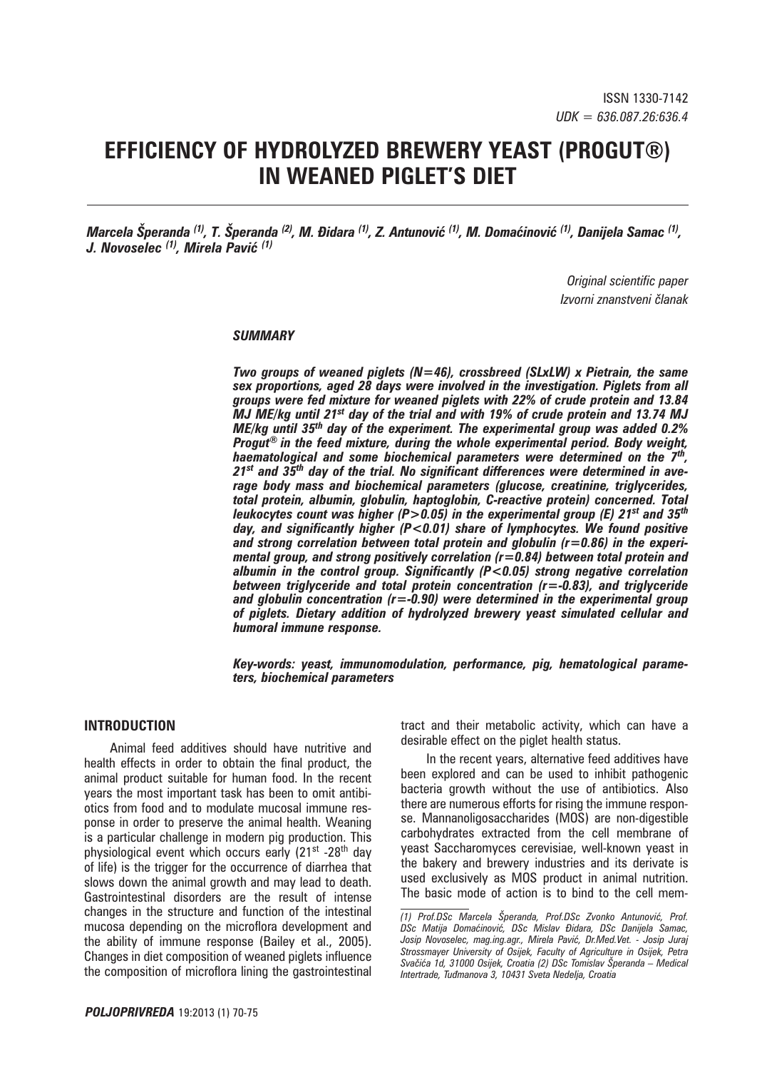ISSN 1330-7142
*UDK = 636.087.26:636.4*

# EFFICIENCY OF HYDROLYZED BREWERY YEAST (PROGUT®) IN WEANED PIGLET'S DIET

***Marcela Šperanda [1], T. Šperanda [2], M. Điđara [1], Z. Antunović [1], M. Domaćinović [1], Danijela Samac [1], J. Novoselec [1], Mirela Pavić [1]***

*Original scientific paper*
*Izvorni znanstveni članak*

***SUMMARY***

***Two groups of weaned piglets (N=46), crossbreed (SLxLW) x Pietrain, the same sex proportions, aged 28 days were involved in the investigation. Piglets from all groups were fed mixture for weaned piglets with 22% of crude protein and 13.84 MJ ME/kg until 21st day of the trial and with 19% of crude protein and 13.74 MJ ME/kg until 35th day of the experiment. The experimental group was added 0.2% Progut® in the feed mixture, during the whole experimental period. Body weight, haematological and some biochemical parameters were determined on the 7th, 21st and 35th day of the trial. No significant differences were determined in average body mass and biochemical parameters (glucose, creatinine, triglycerides, total protein, albumin, globulin, haptoglobin, C-reactive protein) concerned. Total leukocytes count was higher (P>0.05) in the experimental group (E) 21st and 35th day, and significantly higher (P<0.01) share of lymphocytes. We found positive and strong correlation between total protein and globulin (r=0.86) in the experimental group, and strong positively correlation (r=0.84) between total protein and albumin in the control group. Significantly (P<0.05) strong negative correlation between triglyceride and total protein concentration (r=-0.83), and triglyceride and globulin concentration (r=-0.90) were determined in the experimental group of piglets. Dietary addition of hydrolyzed brewery yeast simulated cellular and humoral immune response.***

***Key-words: yeast, immunomodulation, performance, pig, hematological parameters, biochemical parameters***

## INTRODUCTION

Animal feed additives should have nutritive and health effects in order to obtain the final product, the animal product suitable for human food. In the recent years the most important task has been to omit antibiotics from food and to modulate mucosal immune response in order to preserve the animal health. Weaning is a particular challenge in modern pig production. This physiological event which occurs early (21st -28th day of life) is the trigger for the occurrence of diarrhea that slows down the animal growth and may lead to death. Gastrointestinal disorders are the result of intense changes in the structure and function of the intestinal mucosa depending on the microflora development and the ability of immune response (Bailey et al., 2005). Changes in diet composition of weaned piglets influence the composition of microflora lining the gastrointestinal tract and their metabolic activity, which can have a desirable effect on the piglet health status.

In the recent years, alternative feed additives have been explored and can be used to inhibit pathogenic bacteria growth without the use of antibiotics. Also there are numerous efforts for rising the immune response. Mannanoligosaccharides (MOS) are non-digestible carbohydrates extracted from the cell membrane of yeast Saccharomyces cerevisiae, well-known yeast in the bakery and brewery industries and its derivate is used exclusively as MOS product in animal nutrition. The basic mode of action is to bind to the cell mem-

---

*(1) Prof.DSc Marcela Šperanda, Prof.DSc Zvonko Antunović, Prof. DSc Matija Domaćinović, DSc Mislav Điđara, DSc Danijela Samac, Josip Novoselec, mag.ing.agr., Mirela Pavić, Dr.Med.Vet. - Josip Juraj Strossmayer University of Osijek, Faculty of Agriculture in Osijek, Petra Svačića 1d, 31000 Osijek, Croatia (2) DSc Tomislav Šperanda – Medical Intertrade, Tuđmanova 3, 10431 Sveta Nedelja, Croatia*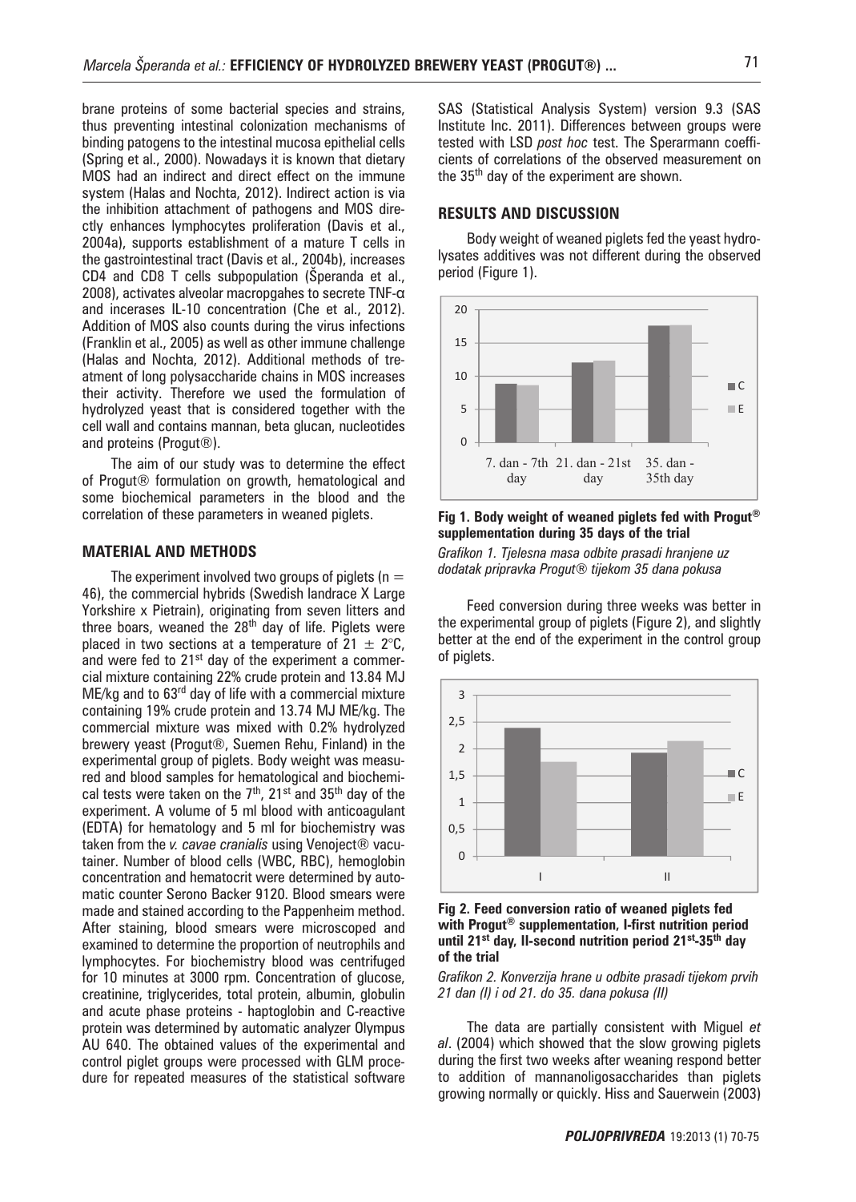brane proteins of some bacterial species and strains, thus preventing intestinal colonization mechanisms of binding pathogens to the intestinal mucosa epithelial cells (Spring et al., 2000). Nowadays it is known that dietary MOS had an indirect and direct effect on the immune system (Halas and Nochta, 2012). Indirect action is via the inhibition attachment of pathogens and MOS directly enhances lymphocytes proliferation (Davis et al., 2004a), supports establishment of a mature T cells in the gastrointestinal tract (Davis et al., 2004b), increases CD4 and CD8 T cells subpopulation (Šperanda et al., 2008), activates alveolar macropgahes to secrete TNF-α and incerases IL-10 concentration (Che et al., 2012). Addition of MOS also counts during the virus infections (Franklin et al., 2005) as well as other immune challenge (Halas and Nochta, 2012). Additional methods of treatment of long polysaccharide chains in MOS increases their activity. Therefore we used the formulation of hydrolyzed yeast that is considered together with the cell wall and contains mannan, beta glucan, nucleotides and proteins (Progut®).

The aim of our study was to determine the effect of Progut® formulation on growth, hematological and some biochemical parameters in the blood and the correlation of these parameters in weaned piglets.

## MATERIAL AND METHODS

The experiment involved two groups of piglets ($n = 46$), the commercial hybrids (Swedish landrace X Large Yorkshire x Pietrain), originating from seven litters and three boars, weaned the 28th day of life. Piglets were placed in two sections at a temperature of $21 \pm 2$°C, and were fed to 21st day of the experiment a commercial mixture containing 22% crude protein and 13.84 MJ ME/kg and to 63rd day of life with a commercial mixture containing 19% crude protein and 13.74 MJ ME/kg. The commercial mixture was mixed with 0.2% hydrolyzed brewery yeast (Progut®, Suemen Rehu, Finland) in the experimental group of piglets. Body weight was measured and blood samples for hematological and biochemical tests were taken on the 7th, 21st and 35th day of the experiment. A volume of 5 ml blood with anticoagulant (EDTA) for hematology and 5 ml for biochemistry was taken from the *v. cavae cranialis* using Venoject® vacutainer. Number of blood cells (WBC, RBC), hemoglobin concentration and hematocrit were determined by automatic counter Serono Backer 9120. Blood smears were made and stained according to the Pappenheim method. After staining, blood smears were microscoped and examined to determine the proportion of neutrophils and lymphocytes. For biochemistry blood was centrifuged for 10 minutes at 3000 rpm. Concentration of glucose, creatinine, triglycerides, total protein, albumin, globulin and acute phase proteins - haptoglobin and C-reactive protein was determined by automatic analyzer Olympus AU 640. The obtained values of the experimental and control piglet groups were processed with GLM procedure for repeated measures of the statistical software SAS (Statistical Analysis System) version 9.3 (SAS Institute Inc. 2011). Differences between groups were tested with LSD *post hoc* test. The Sperarmann coefficients of correlations of the observed measurement on the 35th day of the experiment are shown.

## RESULTS AND DISCUSSION

Body weight of weaned piglets fed the yeast hydrolysates additives was not different during the observed period (Figure 1).

**Fig 1. Body weight of weaned piglets fed with Progut® supplementation during 35 days of the trial**

*Grafikon 1. Tjelesna masa odbite prasadi hranjene uz dodatak pripravka Progut® tijekom 35 dana pokusa*

Feed conversion during three weeks was better in the experimental group of piglets (Figure 2), and slightly better at the end of the experiment in the control group of piglets.

**Fig 2. Feed conversion ratio of weaned piglets fed with Progut® supplementation, I-first nutrition period until 21st day, II-second nutrition period 21st-35th day of the trial**

*Grafikon 2. Konverzija hrane u odbite prasadi tijekom prvih 21 dan (I) i od 21. do 35. dana pokusa (II)*

The data are partially consistent with Miguel *et al*. (2004) which showed that the slow growing piglets during the first two weeks after weaning respond better to addition of mannanoligosaccharides than piglets growing normally or quickly. Hiss and Sauerwein (2003)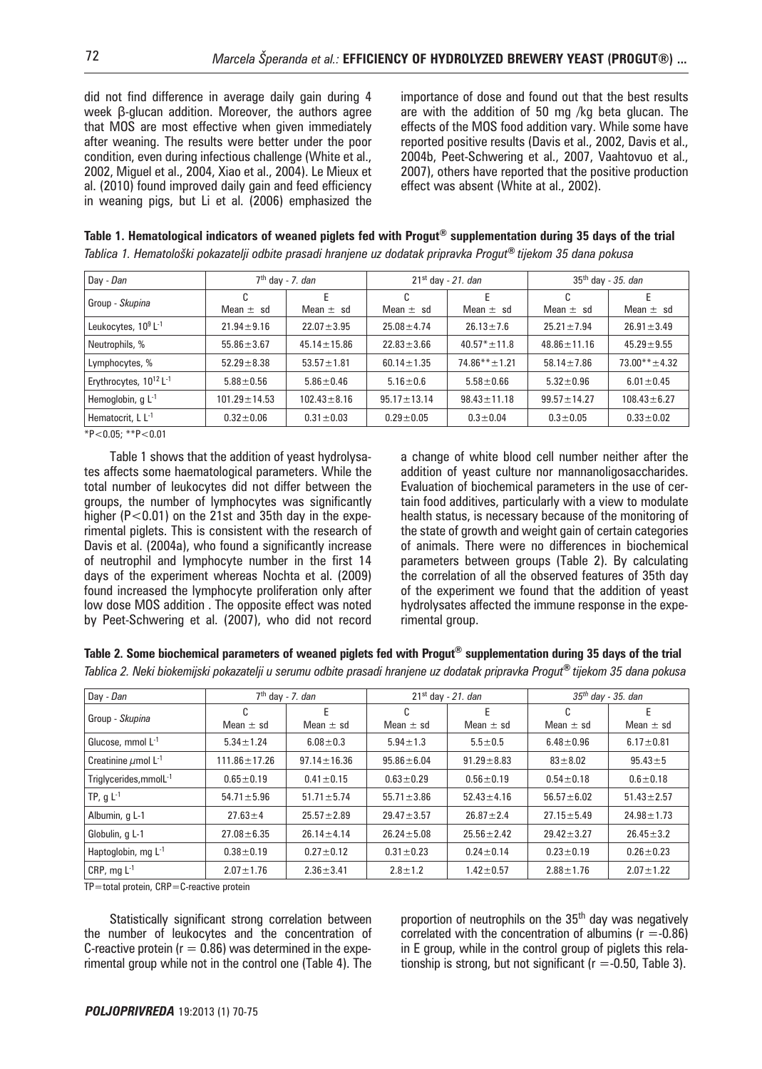did not find difference in average daily gain during 4 week β-glucan addition. Moreover, the authors agree that MOS are most effective when given immediately after weaning. The results were better under the poor condition, even during infectious challenge (White et al., 2002, Miguel et al., 2004, Xiao et al., 2004). Le Mieux et al. (2010) found improved daily gain and feed efficiency in weaning pigs, but Li et al. (2006) emphasized the importance of dose and found out that the best results are with the addition of 50 mg /kg beta glucan. The effects of the MOS food addition vary. While some have reported positive results (Davis et al., 2002, Davis et al., 2004b, Peet-Schwering et al., 2007, Vaahtovuo et al., 2007), others have reported that the positive production effect was absent (White at al., 2002).

**Table 1. Hematological indicators of weaned piglets fed with Progut® supplementation during 35 days of the trial**

*Tablica 1. Hematološki pokazatelji odbite prasadi hranjene uz dodatak pripravka Progut® tijekom 35 dana pokusa*

| Day - *Dan* | $7^{th}$ day - *7. dan* | | $21^{st}$ day - *21. dan* | | $35^{th}$ day - *35. dan* | |
|---|---|---|---|---|---|---|
| Group - *Skupina* | C<br>Mean ± sd | E<br>Mean ± sd | C<br>Mean ± sd | E<br>Mean ± sd | C<br>Mean ± sd | E<br>Mean ± sd |
| Leukocytes, $10^9$ $L^{-1}$ | 21.94±9.16 | 22.07±3.95 | 25.08±4.74 | 26.13±7.6 | 25.21±7.94 | 26.91±3.49 |
| Neutrophils, % | 55.86±3.67 | 45.14±15.86 | 22.83±3.66 | 40.57*±11.8 | 48.86±11.16 | 45.29±9.55 |
| Lymphocytes, % | 52.29±8.38 | 53.57±1.81 | 60.14±1.35 | 74.86**±1.21 | 58.14±7.86 | 73.00**±4.32 |
| Erythrocytes, $10^{12}$ $L^{-1}$ | 5.88±0.56 | 5.86±0.46 | 5.16±0.6 | 5.58±0.66 | 5.32±0.96 | 6.01±0.45 |
| Hemoglobin, g $L^{-1}$ | 101.29±14.53 | 102.43±8.16 | 95.17±13.14 | 98.43±11.18 | 99.57±14.27 | 108.43±6.27 |
| Hematocrit, L $L^{-1}$ | 0.32±0.06 | 0.31±0.03 | 0.29±0.05 | 0.3±0.04 | 0.3±0.05 | 0.33±0.02 |

*P<0.05; **P<0.01

Table 1 shows that the addition of yeast hydrolysates affects some haematological parameters. While the total number of leukocytes did not differ between the groups, the number of lymphocytes was significantly higher (P<0.01) on the 21st and 35th day in the experimental piglets. This is consistent with the research of Davis et al. (2004a), who found a significantly increase of neutrophil and lymphocyte number in the first 14 days of the experiment whereas Nochta et al. (2009) found increased the lymphocyte proliferation only after low dose MOS addition . The opposite effect was noted by Peet-Schwering et al. (2007), who did not record a change of white blood cell number neither after the addition of yeast culture nor mannanoligosaccharides. Evaluation of biochemical parameters in the use of certain food additives, particularly with a view to modulate health status, is necessary because of the monitoring of the state of growth and weight gain of certain categories of animals. There were no differences in biochemical parameters between groups (Table 2). By calculating the correlation of all the observed features of 35th day of the experiment we found that the addition of yeast hydrolysates affected the immune response in the experimental group.

**Table 2. Some biochemical parameters of weaned piglets fed with Progut® supplementation during 35 days of the trial**

*Tablica 2. Neki biokemijski pokazatelji u serumu odbite prasadi hranjene uz dodatak pripravka Progut® tijekom 35 dana pokusa*

| Day - *Dan* | $7^{th}$ day - *7. dan* | | $21^{st}$ day - *21. dan* | | *$35^{th}$ day - 35. dan* | |
|---|---|---|---|---|---|---|
| Group - *Skupina* | C<br>Mean ± sd | E<br>Mean ± sd | C<br>Mean ± sd | E<br>Mean ± sd | C<br>Mean ± sd | E<br>Mean ± sd |
| Glucose, mmol $L^{-1}$ | 5.34±1.24 | 6.08±0.3 | 5.94±1.3 | 5.5±0.5 | 6.48±0.96 | 6.17±0.81 |
| Creatinine $\mu$mol $L^{-1}$ | 111.86±17.26 | 97.14±16.36 | 95.86±6.04 | 91.29±8.83 | 83±8.02 | 95.43±5 |
| Triglycerides,mmol$L^{-1}$ | 0.65±0.19 | 0.41±0.15 | 0.63±0.29 | 0.56±0.19 | 0.54±0.18 | 0.6±0.18 |
| TP, g $L^{-1}$ | 54.71±5.96 | 51.71±5.74 | 55.71±3.86 | 52.43±4.16 | 56.57±6.02 | 51.43±2.57 |
| Albumin, g L-1 | 27.63±4 | 25.57±2.89 | 29.47±3.57 | 26.87±2.4 | 27.15±5.49 | 24.98±1.73 |
| Globulin, g L-1 | 27.08±6.35 | 26.14±4.14 | 26.24±5.08 | 25.56±2.42 | 29.42±3.27 | 26.45±3.2 |
| Haptoglobin, mg $L^{-1}$ | 0.38±0.19 | 0.27±0.12 | 0.31±0.23 | 0.24±0.14 | 0.23±0.19 | 0.26±0.23 |
| CRP, mg $L^{-1}$ | 2.07±1.76 | 2.36±3.41 | 2.8±1.2 | 1.42±0.57 | 2.88±1.76 | 2.07±1.22 |

TP=total protein, CRP=C-reactive protein

Statistically significant strong correlation between the number of leukocytes and the concentration of C-reactive protein (r = 0.86) was determined in the experimental group while not in the control one (Table 4). The proportion of neutrophils on the $35^{th}$ day was negatively correlated with the concentration of albumins (r = -0.86) in E group, while in the control group of piglets this relationship is strong, but not significant (r = -0.50, Table 3).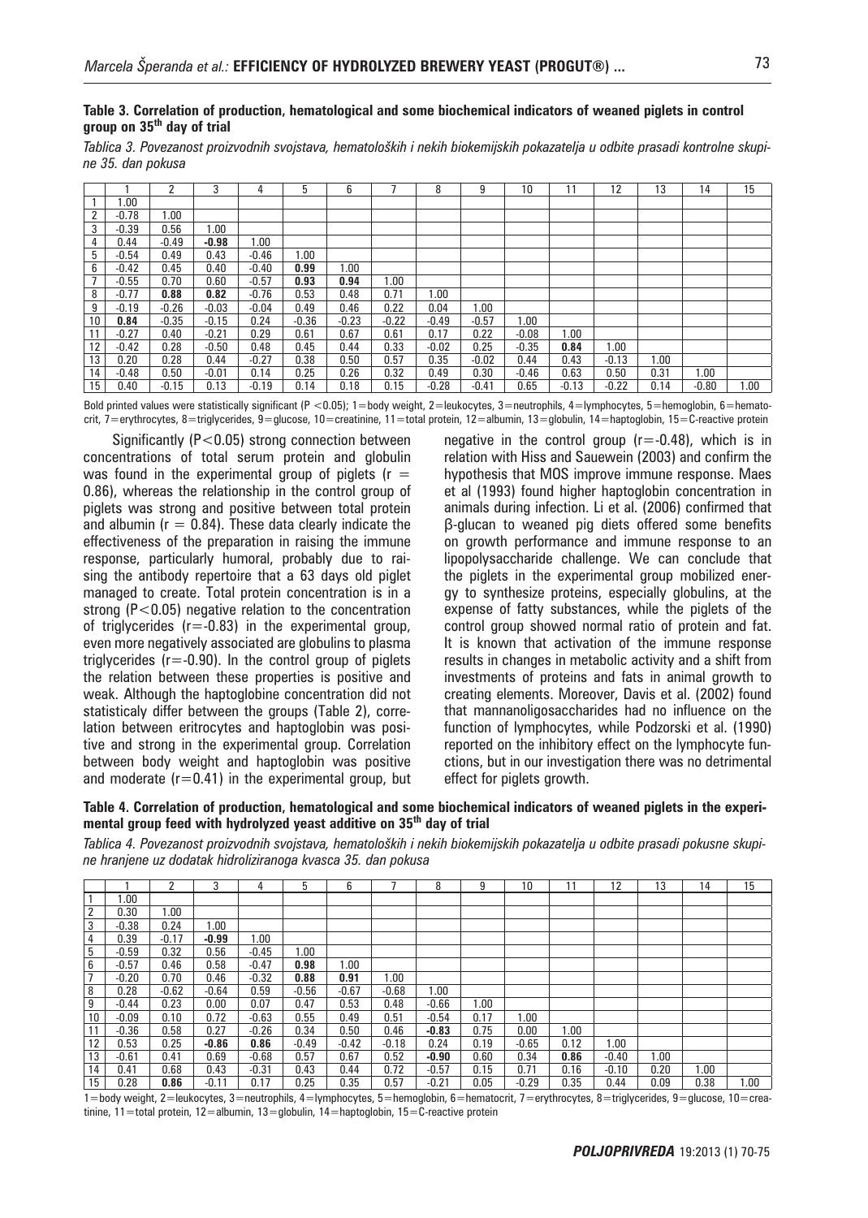**Table 3. Correlation of production, hematological and some biochemical indicators of weaned piglets in control group on 35th day of trial**

*Tablica 3. Povezanost proizvodnih svojstava, hematoloških i nekih biokemijskih pokazatelja u odbite prasadi kontrolne skupine 35. dan pokusa*

| | 1 | 2 | 3 | 4 | 5 | 6 | 7 | 8 | 9 | 10 | 11 | 12 | 13 | 14 | 15 |
|---|---|---|---|---|---|---|---|---|---|---|---|---|---|---|---|
| 1 | 1.00 | | | | | | | | | | | | | | |
| 2 | -0.78 | 1.00 | | | | | | | | | | | | | |
| 3 | -0.39 | 0.56 | 1.00 | | | | | | | | | | | | |
| 4 | 0.44 | -0.49 | **-0.98** | 1.00 | | | | | | | | | | | |
| 5 | -0.54 | 0.49 | 0.43 | -0.46 | 1.00 | | | | | | | | | | |
| 6 | -0.42 | 0.45 | 0.40 | -0.40 | **0.99** | 1.00 | | | | | | | | | |
| 7 | -0.55 | 0.70 | 0.60 | -0.57 | **0.93** | **0.94** | 1.00 | | | | | | | | |
| 8 | -0.77 | **0.88** | **0.82** | -0.76 | 0.53 | 0.48 | 0.71 | 1.00 | | | | | | | |
| 9 | -0.19 | -0.26 | -0.03 | -0.04 | 0.49 | 0.46 | 0.22 | 0.04 | 1.00 | | | | | | |
| 10 | **0.84** | -0.35 | -0.15 | 0.24 | -0.36 | -0.23 | -0.22 | -0.49 | -0.57 | 1.00 | | | | | |
| 11 | -0.27 | 0.40 | -0.21 | 0.29 | 0.61 | 0.67 | 0.61 | 0.17 | 0.22 | -0.08 | 1.00 | | | | |
| 12 | -0.42 | 0.28 | -0.50 | 0.48 | 0.45 | 0.44 | 0.33 | -0.02 | 0.25 | -0.35 | **0.84** | 1.00 | | | |
| 13 | 0.20 | 0.28 | 0.44 | -0.27 | 0.38 | 0.50 | 0.57 | 0.35 | -0.02 | 0.44 | 0.43 | -0.13 | 1.00 | | |
| 14 | -0.48 | 0.50 | -0.01 | 0.14 | 0.25 | 0.26 | 0.32 | 0.49 | 0.30 | -0.46 | 0.63 | 0.50 | 0.31 | 1.00 | |
| 15 | 0.40 | -0.15 | 0.13 | -0.19 | 0.14 | 0.18 | 0.15 | -0.28 | -0.41 | 0.65 | -0.13 | -0.22 | 0.14 | -0.80 | 1.00 |

Bold printed values were statistically significant ($P < 0.05$); 1=body weight, 2=leukocytes, 3=neutrophils, 4=lymphocytes, 5=hemoglobin, 6=hematocrit, 7=erythrocytes, 8=triglycerides, 9=glucose, 10=creatinine, 11=total protein, 12=albumin, 13=globulin, 14=haptoglobin, 15=C-reactive protein

Significantly ($P<0.05$) strong connection between concentrations of total serum protein and globulin was found in the experimental group of piglets ($r = 0.86$), whereas the relationship in the control group of piglets was strong and positive between total protein and albumin ($r = 0.84$). These data clearly indicate the effectiveness of the preparation in raising the immune response, particularly humoral, probably due to raising the antibody repertoire that a 63 days old piglet managed to create. Total protein concentration is in a strong ($P<0.05$) negative relation to the concentration of triglycerides ($r=-0.83$) in the experimental group, even more negatively associated are globulins to plasma triglycerides ($r=-0.90$). In the control group of piglets the relation between these properties is positive and weak. Although the haptoglobine concentration did not statisticaly differ between the groups (Table 2), correlation between eritrocytes and haptoglobin was positive and strong in the experimental group. Correlation between body weight and haptoglobin was positive and moderate ($r=0.41$) in the experimental group, but negative in the control group ($r=-0.48$), which is in relation with Hiss and Sauewein (2003) and confirm the hypothesis that MOS improve immune response. Maes et al (1993) found higher haptoglobin concentration in animals during infection. Li et al. (2006) confirmed that β-glucan to weaned pig diets offered some benefits on growth performance and immune response to an lipopolysaccharide challenge. We can conclude that the piglets in the experimental group mobilized energy to synthesize proteins, especially globulins, at the expense of fatty substances, while the piglets of the control group showed normal ratio of protein and fat. It is known that activation of the immune response results in changes in metabolic activity and a shift from investments of proteins and fats in animal growth to creating elements. Moreover, Davis et al. (2002) found that mannanoligosaccharides had no influence on the function of lymphocytes, while Podzorski et al. (1990) reported on the inhibitory effect on the lymphocyte functions, but in our investigation there was no detrimental effect for piglets growth.

**Table 4. Correlation of production, hematological and some biochemical indicators of weaned piglets in the experimental group feed with hydrolyzed yeast additive on 35th day of trial**

*Tablica 4. Povezanost proizvodnih svojstava, hematoloških i nekih biokemijskih pokazatelja u odbite prasadi pokusne skupine hranjene uz dodatak hidroliziranoga kvasca 35. dan pokusa*

| | 1 | 2 | 3 | 4 | 5 | 6 | 7 | 8 | 9 | 10 | 11 | 12 | 13 | 14 | 15 |
|---|---|---|---|---|---|---|---|---|---|---|---|---|---|---|---|
| 1 | 1.00 | | | | | | | | | | | | | | |
| 2 | 0.30 | 1.00 | | | | | | | | | | | | | |
| 3 | -0.38 | 0.24 | 1.00 | | | | | | | | | | | | |
| 4 | 0.39 | -0.17 | **-0.99** | 1.00 | | | | | | | | | | | |
| 5 | -0.59 | 0.32 | 0.56 | -0.45 | 1.00 | | | | | | | | | | |
| 6 | -0.57 | 0.46 | 0.58 | -0.47 | **0.98** | 1.00 | | | | | | | | | |
| 7 | -0.20 | 0.70 | 0.46 | -0.32 | **0.88** | **0.91** | 1.00 | | | | | | | | |
| 8 | 0.28 | -0.62 | -0.64 | 0.59 | -0.56 | -0.67 | -0.68 | 1.00 | | | | | | | |
| 9 | -0.44 | 0.23 | 0.00 | 0.07 | 0.47 | 0.53 | 0.48 | -0.66 | 1.00 | | | | | | |
| 10 | -0.09 | 0.10 | 0.72 | -0.63 | 0.55 | 0.49 | 0.51 | -0.54 | 0.17 | 1.00 | | | | | |
| 11 | -0.36 | 0.58 | 0.27 | -0.26 | 0.34 | 0.50 | 0.46 | **-0.83** | 0.75 | 0.00 | 1.00 | | | | |
| 12 | 0.53 | 0.25 | **-0.86** | **0.86** | -0.49 | -0.42 | -0.18 | 0.24 | 0.19 | -0.65 | 0.12 | 1.00 | | | |
| 13 | -0.61 | 0.41 | 0.69 | -0.68 | 0.57 | 0.67 | 0.52 | **-0.90** | 0.60 | 0.34 | **0.86** | -0.40 | 1.00 | | |
| 14 | 0.41 | 0.68 | 0.43 | -0.31 | 0.43 | 0.44 | 0.72 | -0.57 | 0.15 | 0.71 | 0.16 | -0.10 | 0.20 | 1.00 | |
| 15 | 0.28 | **0.86** | -0.11 | 0.17 | 0.25 | 0.35 | 0.57 | -0.21 | 0.05 | -0.29 | 0.35 | 0.44 | 0.09 | 0.38 | 1.00 |

1=body weight, 2=leukocytes, 3=neutrophils, 4=lymphocytes, 5=hemoglobin, 6=hematocrit, 7=erythrocytes, 8=triglycerides, 9=glucose, 10=creatinine, 11=total protein, 12=albumin, 13=globulin, 14=haptoglobin, 15=C-reactive protein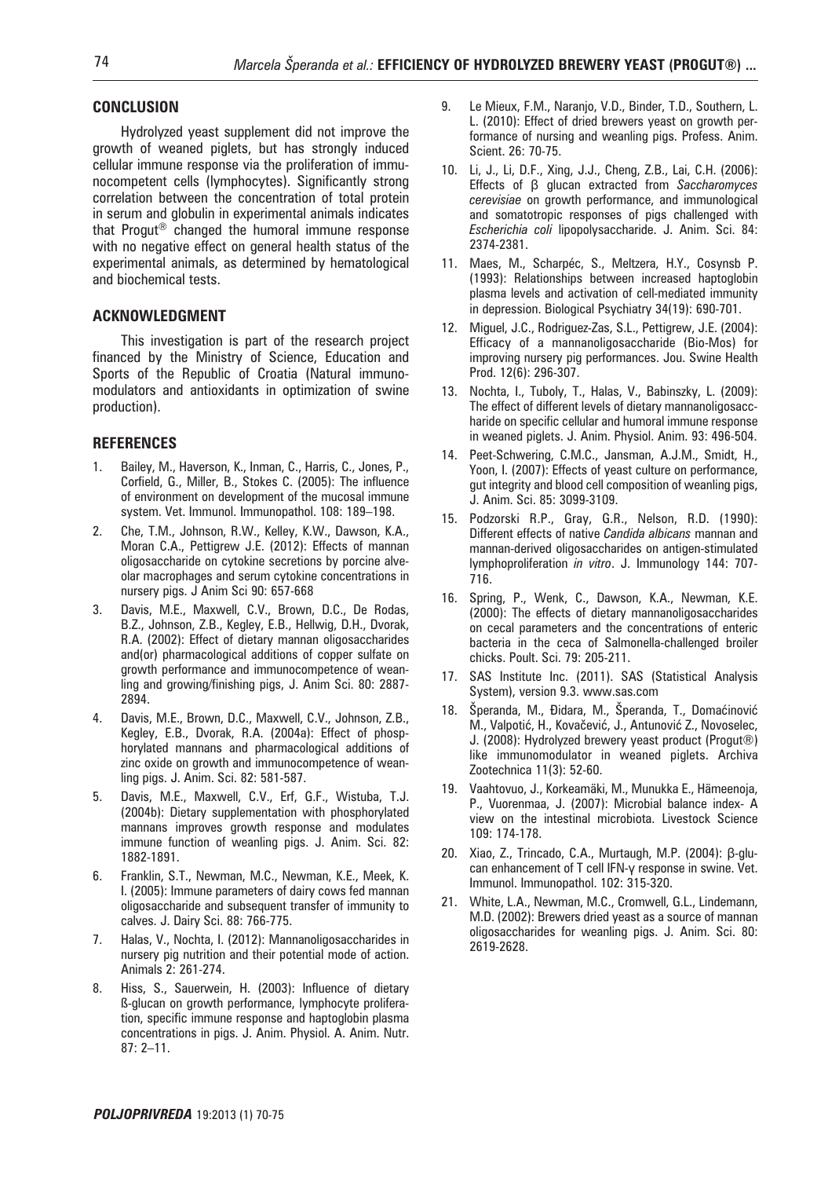## CONCLUSION

Hydrolyzed yeast supplement did not improve the growth of weaned piglets, but has strongly induced cellular immune response via the proliferation of immunocompetent cells (lymphocytes). Significantly strong correlation between the concentration of total protein in serum and globulin in experimental animals indicates that Progut® changed the humoral immune response with no negative effect on general health status of the experimental animals, as determined by hematological and biochemical tests.

## ACKNOWLEDGMENT

This investigation is part of the research project financed by the Ministry of Science, Education and Sports of the Republic of Croatia (Natural immunomodulators and antioxidants in optimization of swine production).

## REFERENCES

1. Bailey, M., Haverson, K., Inman, C., Harris, C., Jones, P., Corfield, G., Miller, B., Stokes C. (2005): The influence of environment on development of the mucosal immune system. Vet. Immunol. Immunopathol. 108: 189–198.
2. Che, T.M., Johnson, R.W., Kelley, K.W., Dawson, K.A., Moran C.A., Pettigrew J.E. (2012): Effects of mannan oligosaccharide on cytokine secretions by porcine alveolar macrophages and serum cytokine concentrations in nursery pigs. J Anim Sci 90: 657-668
3. Davis, M.E., Maxwell, C.V., Brown, D.C., De Rodas, B.Z., Johnson, Z.B., Kegley, E.B., Hellwig, D.H., Dvorak, R.A. (2002): Effect of dietary mannan oligosaccharides and(or) pharmacological additions of copper sulfate on growth performance and immunocompetence of weanling and growing/finishing pigs, J. Anim Sci. 80: 2887-2894.
4. Davis, M.E., Brown, D.C., Maxwell, C.V., Johnson, Z.B., Kegley, E.B., Dvorak, R.A. (2004a): Effect of phosphorylated mannans and pharmacological additions of zinc oxide on growth and immunocompetence of weanling pigs. J. Anim. Sci. 82: 581-587.
5. Davis, M.E., Maxwell, C.V., Erf, G.F., Wistuba, T.J. (2004b): Dietary supplementation with phosphorylated mannans improves growth response and modulates immune function of weanling pigs. J. Anim. Sci. 82: 1882-1891.
6. Franklin, S.T., Newman, M.C., Newman, K.E., Meek, K. I. (2005): Immune parameters of dairy cows fed mannan oligosaccharide and subsequent transfer of immunity to calves. J. Dairy Sci. 88: 766-775.
7. Halas, V., Nochta, I. (2012): Mannanoligosaccharides in nursery pig nutrition and their potential mode of action. Animals 2: 261-274.
8. Hiss, S., Sauerwein, H. (2003): Influence of dietary ß-glucan on growth performance, lymphocyte proliferation, specific immune response and haptoglobin plasma concentrations in pigs. J. Anim. Physiol. A. Anim. Nutr. 87: 2–11.
9. Le Mieux, F.M., Naranjo, V.D., Binder, T.D., Southern, L. L. (2010): Effect of dried brewers yeast on growth performance of nursing and weanling pigs. Profess. Anim. Scient. 26: 70-75.
10. Li, J., Li, D.F., Xing, J.J., Cheng, Z.B., Lai, C.H. (2006): Effects of β glucan extracted from *Saccharomyces cerevisiae* on growth performance, and immunological and somatotropic responses of pigs challenged with *Escherichia coli* lipopolysaccharide. J. Anim. Sci. 84: 2374-2381.
11. Maes, M., Scharpéc, S., Meltzera, H.Y., Cosynsb P. (1993): Relationships between increased haptoglobin plasma levels and activation of cell-mediated immunity in depression. Biological Psychiatry 34(19): 690-701.
12. Miguel, J.C., Rodriguez-Zas, S.L., Pettigrew, J.E. (2004): Efficacy of a mannanoligosaccharide (Bio-Mos) for improving nursery pig performances. Jou. Swine Health Prod. 12(6): 296-307.
13. Nochta, I., Tuboly, T., Halas, V., Babinszky, L. (2009): The effect of different levels of dietary mannanoligosaccharide on specific cellular and humoral immune response in weaned piglets. J. Anim. Physiol. Anim. 93: 496-504.
14. Peet-Schwering, C.M.C., Jansman, A.J.M., Smidt, H., Yoon, I. (2007): Effects of yeast culture on performance, gut integrity and blood cell composition of weanling pigs, J. Anim. Sci. 85: 3099-3109.
15. Podzorski R.P., Gray, G.R., Nelson, R.D. (1990): Different effects of native *Candida albicans* mannan and mannan-derived oligosaccharides on antigen-stimulated lymphoproliferation *in vitro*. J. Immunology 144: 707-716.
16. Spring, P., Wenk, C., Dawson, K.A., Newman, K.E. (2000): The effects of dietary mannanoligosaccharides on cecal parameters and the concentrations of enteric bacteria in the ceca of Salmonella-challenged broiler chicks. Poult. Sci. 79: 205-211.
17. SAS Institute Inc. (2011). SAS (Statistical Analysis System), version 9.3. www.sas.com
18. Šperanda, M., Điđara, M., Šperanda, T., Domaćinović M., Valpotić, H., Kovačević, J., Antunović Z., Novoselec, J. (2008): Hydrolyzed brewery yeast product (Progut®) like immunomodulator in weaned piglets. Archiva Zootechnica 11(3): 52-60.
19. Vaahtovuo, J., Korkeamäki, M., Munukka E., Hämeenoja, P., Vuorenmaa, J. (2007): Microbial balance index- A view on the intestinal microbiota. Livestock Science 109: 174-178.
20. Xiao, Z., Trincado, C.A., Murtaugh, M.P. (2004): β-glucan enhancement of T cell IFN-γ response in swine. Vet. Immunol. Immunopathol. 102: 315-320.
21. White, L.A., Newman, M.C., Cromwell, G.L., Lindemann, M.D. (2002): Brewers dried yeast as a source of mannan oligosaccharides for weanling pigs. J. Anim. Sci. 80: 2619-2628.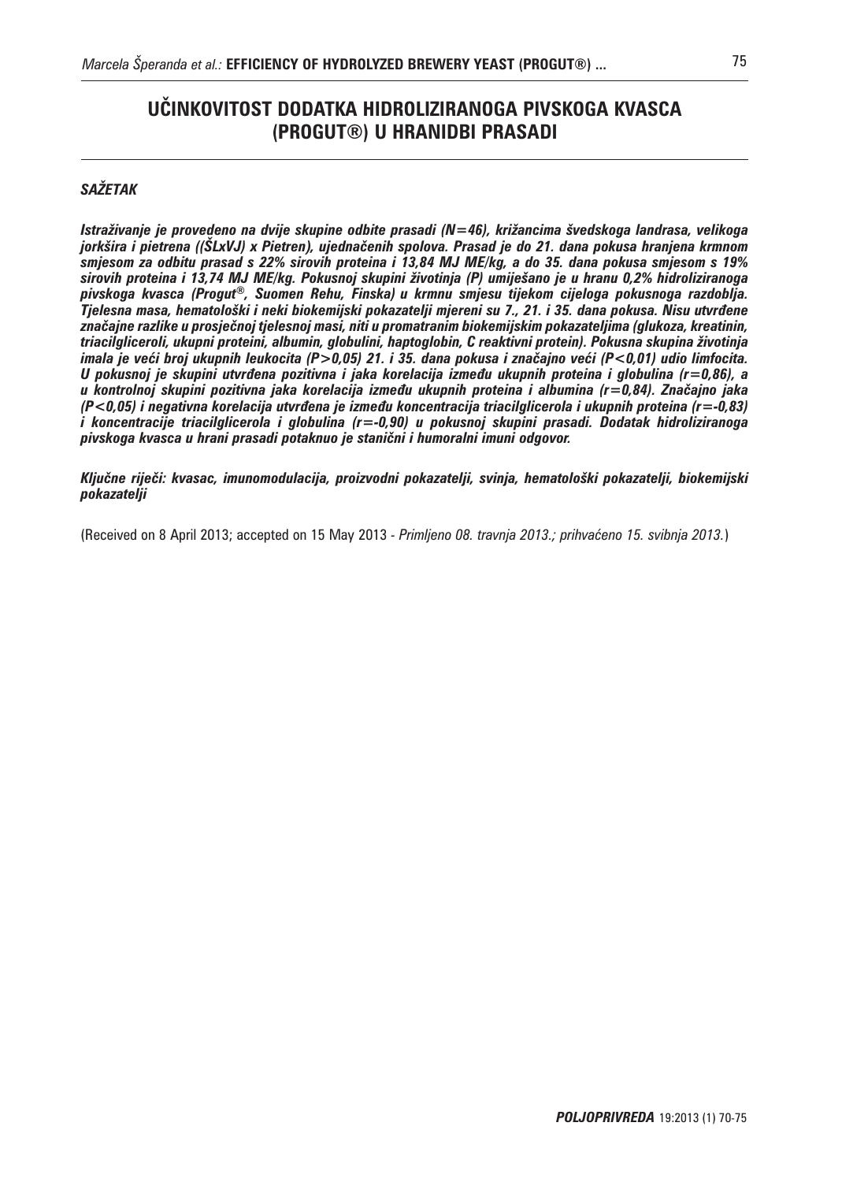# UČINKOVITOST DODATKA HIDROLIZIRANOGA PIVSKOGA KVASCA (PROGUT®) U HRANIDBI PRASADI

## SAŽETAK

***Istraživanje je provedeno na dvije skupine odbite prasadi (N=46), križancima švedskoga landrasa, velikoga jorkšira i pietrena ((ŠLxVJ) x Pietren), ujednačenih spolova. Prasad je do 21. dana pokusa hranjena krmnom smjesom za odbitu prasad s 22% sirovih proteina i 13,84 MJ ME/kg, a do 35. dana pokusa smjesom s 19% sirovih proteina i 13,74 MJ ME/kg. Pokusnoj skupini životinja (P) umiješano je u hranu 0,2% hidroliziranoga pivskoga kvasca (Progut®, Suomen Rehu, Finska) u krmnu smjesu tijekom cijeloga pokusnoga razdoblja. Tjelesna masa, hematološki i neki biokemijski pokazatelji mjereni su 7., 21. i 35. dana pokusa. Nisu utvrđene značajne razlike u prosječnoj tjelesnoj masi, niti u promatranim biokemijskim pokazateljima (glukoza, kreatinin, triacilgliceroli, ukupni proteini, albumin, globulini, haptoglobin, C reaktivni protein). Pokusna skupina životinja imala je veći broj ukupnih leukocita (P>0,05) 21. i 35. dana pokusa i značajno veći (P<0,01) udio limfocita. U pokusnoj je skupini utvrđena pozitivna i jaka korelacija između ukupnih proteina i globulina (r=0,86), a u kontrolnoj skupini pozitivna jaka korelacija između ukupnih proteina i albumina (r=0,84). Značajno jaka (P<0,05) i negativna korelacija utvrđena je između koncentracija triacilglicerola i ukupnih proteina (r=-0,83) i koncentracije triacilglicerola i globulina (r=-0,90) u pokusnoj skupini prasadi. Dodatak hidroliziranoga pivskoga kvasca u hrani prasadi potaknuo je stanični i humoralni imuni odgovor.***

***Ključne riječi: kvasac, imunomodulacija, proizvodni pokazatelji, svinja, hematološki pokazatelji, biokemijski pokazatelji***

(Received on 8 April 2013; accepted on 15 May 2013 - *Primljeno 08. travnja 2013.; prihvaćeno 15. svibnja 2013.*)